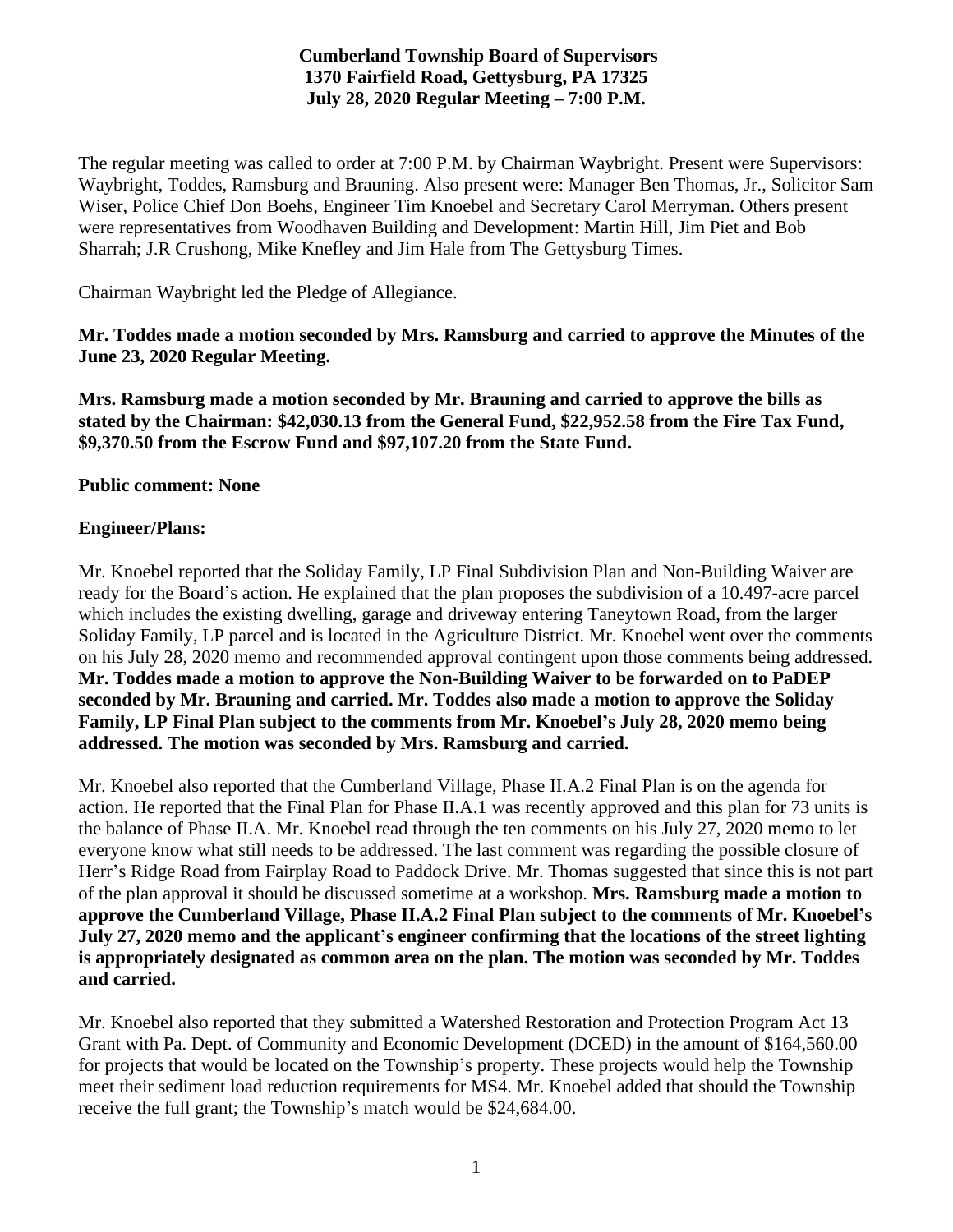**Cumberland Township Board of Supervisors**
**1370 Fairfield Road, Gettysburg, PA 17325**
**July 28, 2020 Regular Meeting – 7:00 P.M.**

The regular meeting was called to order at 7:00 P.M. by Chairman Waybright. Present were Supervisors: Waybright, Toddes, Ramsburg and Brauning. Also present were: Manager Ben Thomas, Jr., Solicitor Sam Wiser, Police Chief Don Boehs, Engineer Tim Knoebel and Secretary Carol Merryman. Others present were representatives from Woodhaven Building and Development: Martin Hill, Jim Piet and Bob Sharrah; J.R Crushong, Mike Knefley and Jim Hale from The Gettysburg Times.

Chairman Waybright led the Pledge of Allegiance.

**Mr. Toddes made a motion seconded by Mrs. Ramsburg and carried to approve the Minutes of the June 23, 2020 Regular Meeting.**

**Mrs. Ramsburg made a motion seconded by Mr. Brauning and carried to approve the bills as stated by the Chairman: $42,030.13 from the General Fund, $22,952.58 from the Fire Tax Fund, $9,370.50 from the Escrow Fund and $97,107.20 from the State Fund.**

**Public comment: None**

**Engineer/Plans:**

Mr. Knoebel reported that the Soliday Family, LP Final Subdivision Plan and Non-Building Waiver are ready for the Board's action. He explained that the plan proposes the subdivision of a 10.497-acre parcel which includes the existing dwelling, garage and driveway entering Taneytown Road, from the larger Soliday Family, LP parcel and is located in the Agriculture District. Mr. Knoebel went over the comments on his July 28, 2020 memo and recommended approval contingent upon those comments being addressed. **Mr. Toddes made a motion to approve the Non-Building Waiver to be forwarded on to PaDEP seconded by Mr. Brauning and carried. Mr. Toddes also made a motion to approve the Soliday Family, LP Final Plan subject to the comments from Mr. Knoebel's July 28, 2020 memo being addressed. The motion was seconded by Mrs. Ramsburg and carried.**

Mr. Knoebel also reported that the Cumberland Village, Phase II.A.2 Final Plan is on the agenda for action. He reported that the Final Plan for Phase II.A.1 was recently approved and this plan for 73 units is the balance of Phase II.A. Mr. Knoebel read through the ten comments on his July 27, 2020 memo to let everyone know what still needs to be addressed. The last comment was regarding the possible closure of Herr's Ridge Road from Fairplay Road to Paddock Drive. Mr. Thomas suggested that since this is not part of the plan approval it should be discussed sometime at a workshop. **Mrs. Ramsburg made a motion to approve the Cumberland Village, Phase II.A.2 Final Plan subject to the comments of Mr. Knoebel's July 27, 2020 memo and the applicant's engineer confirming that the locations of the street lighting is appropriately designated as common area on the plan. The motion was seconded by Mr. Toddes and carried.**

Mr. Knoebel also reported that they submitted a Watershed Restoration and Protection Program Act 13 Grant with Pa. Dept. of Community and Economic Development (DCED) in the amount of $164,560.00 for projects that would be located on the Township's property. These projects would help the Township meet their sediment load reduction requirements for MS4. Mr. Knoebel added that should the Township receive the full grant; the Township's match would be $24,684.00.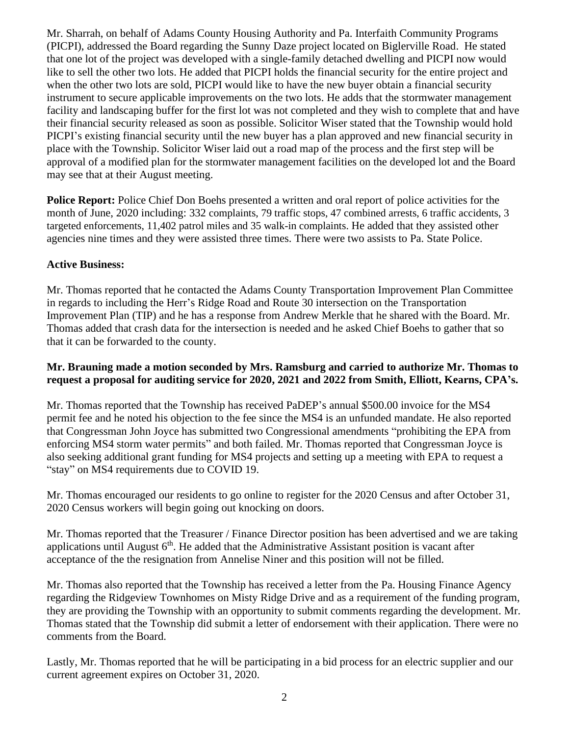Mr. Sharrah, on behalf of Adams County Housing Authority and Pa. Interfaith Community Programs (PICPI), addressed the Board regarding the Sunny Daze project located on Biglerville Road. He stated that one lot of the project was developed with a single-family detached dwelling and PICPI now would like to sell the other two lots. He added that PICPI holds the financial security for the entire project and when the other two lots are sold, PICPI would like to have the new buyer obtain a financial security instrument to secure applicable improvements on the two lots. He adds that the stormwater management facility and landscaping buffer for the first lot was not completed and they wish to complete that and have their financial security released as soon as possible. Solicitor Wiser stated that the Township would hold PICPI's existing financial security until the new buyer has a plan approved and new financial security in place with the Township. Solicitor Wiser laid out a road map of the process and the first step will be approval of a modified plan for the stormwater management facilities on the developed lot and the Board may see that at their August meeting.

**Police Report:** Police Chief Don Boehs presented a written and oral report of police activities for the month of June, 2020 including: 332 complaints, 79 traffic stops, 47 combined arrests, 6 traffic accidents, 3 targeted enforcements, 11,402 patrol miles and 35 walk-in complaints. He added that they assisted other agencies nine times and they were assisted three times. There were two assists to Pa. State Police.

**Active Business:**

Mr. Thomas reported that he contacted the Adams County Transportation Improvement Plan Committee in regards to including the Herr's Ridge Road and Route 30 intersection on the Transportation Improvement Plan (TIP) and he has a response from Andrew Merkle that he shared with the Board. Mr. Thomas added that crash data for the intersection is needed and he asked Chief Boehs to gather that so that it can be forwarded to the county.

**Mr. Brauning made a motion seconded by Mrs. Ramsburg and carried to authorize Mr. Thomas to request a proposal for auditing service for 2020, 2021 and 2022 from Smith, Elliott, Kearns, CPA's.**

Mr. Thomas reported that the Township has received PaDEP's annual $500.00 invoice for the MS4 permit fee and he noted his objection to the fee since the MS4 is an unfunded mandate. He also reported that Congressman John Joyce has submitted two Congressional amendments "prohibiting the EPA from enforcing MS4 storm water permits" and both failed. Mr. Thomas reported that Congressman Joyce is also seeking additional grant funding for MS4 projects and setting up a meeting with EPA to request a "stay" on MS4 requirements due to COVID 19.

Mr. Thomas encouraged our residents to go online to register for the 2020 Census and after October 31, 2020 Census workers will begin going out knocking on doors.

Mr. Thomas reported that the Treasurer / Finance Director position has been advertised and we are taking applications until August 6th. He added that the Administrative Assistant position is vacant after acceptance of the the resignation from Annelise Niner and this position will not be filled.

Mr. Thomas also reported that the Township has received a letter from the Pa. Housing Finance Agency regarding the Ridgeview Townhomes on Misty Ridge Drive and as a requirement of the funding program, they are providing the Township with an opportunity to submit comments regarding the development. Mr. Thomas stated that the Township did submit a letter of endorsement with their application. There were no comments from the Board.

Lastly, Mr. Thomas reported that he will be participating in a bid process for an electric supplier and our current agreement expires on October 31, 2020.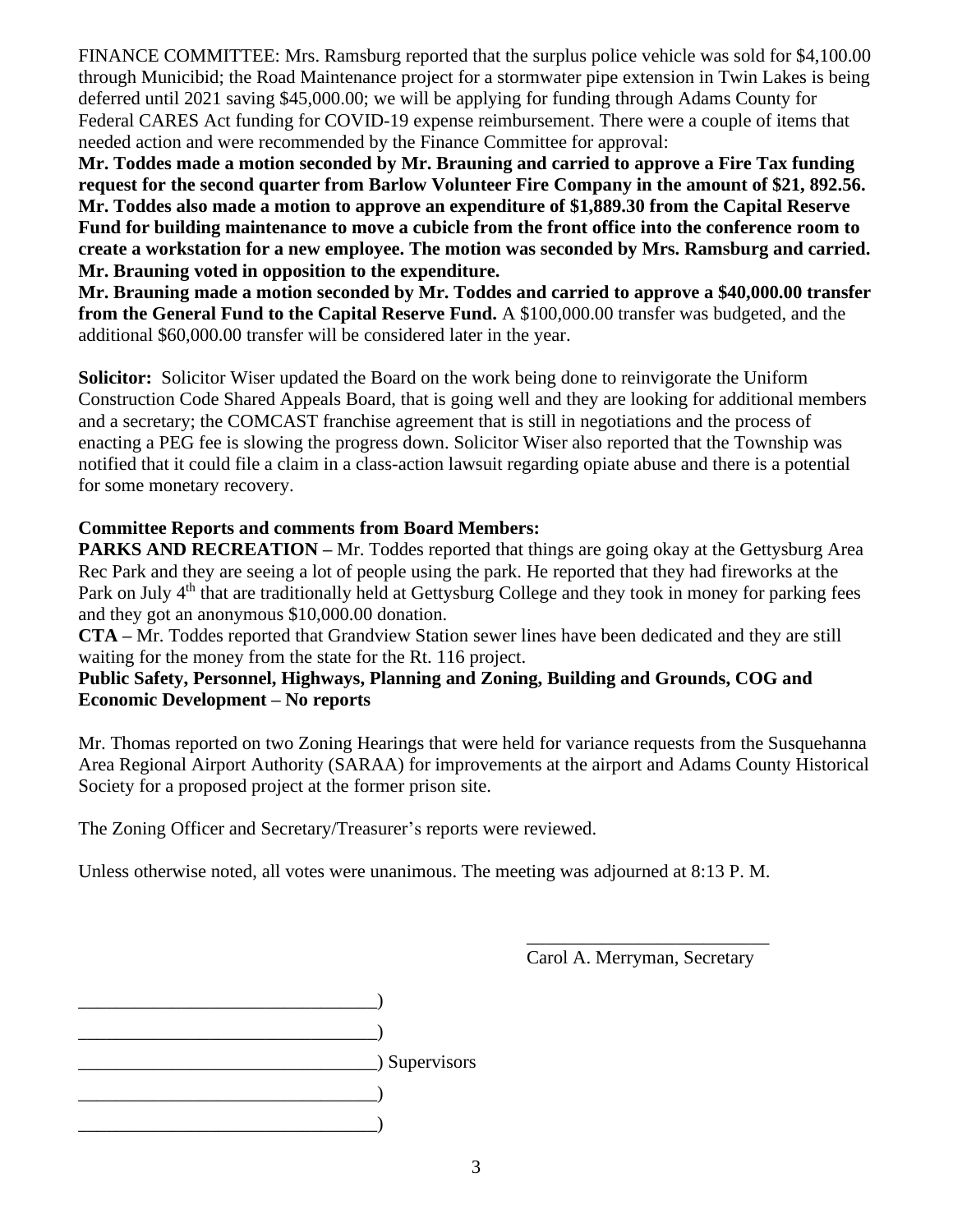FINANCE COMMITTEE: Mrs. Ramsburg reported that the surplus police vehicle was sold for $4,100.00 through Municibid; the Road Maintenance project for a stormwater pipe extension in Twin Lakes is being deferred until 2021 saving $45,000.00; we will be applying for funding through Adams County for Federal CARES Act funding for COVID-19 expense reimbursement. There were a couple of items that needed action and were recommended by the Finance Committee for approval:

**Mr. Toddes made a motion seconded by Mr. Brauning and carried to approve a Fire Tax funding request for the second quarter from Barlow Volunteer Fire Company in the amount of $21, 892.56.**
**Mr. Toddes also made a motion to approve an expenditure of $1,889.30 from the Capital Reserve Fund for building maintenance to move a cubicle from the front office into the conference room to create a workstation for a new employee. The motion was seconded by Mrs. Ramsburg and carried. Mr. Brauning voted in opposition to the expenditure.**
**Mr. Brauning made a motion seconded by Mr. Toddes and carried to approve a $40,000.00 transfer from the General Fund to the Capital Reserve Fund.** A $100,000.00 transfer was budgeted, and the additional $60,000.00 transfer will be considered later in the year.

**Solicitor:** Solicitor Wiser updated the Board on the work being done to reinvigorate the Uniform Construction Code Shared Appeals Board, that is going well and they are looking for additional members and a secretary; the COMCAST franchise agreement that is still in negotiations and the process of enacting a PEG fee is slowing the progress down. Solicitor Wiser also reported that the Township was notified that it could file a claim in a class-action lawsuit regarding opiate abuse and there is a potential for some monetary recovery.

**Committee Reports and comments from Board Members:**

**PARKS AND RECREATION –** Mr. Toddes reported that things are going okay at the Gettysburg Area Rec Park and they are seeing a lot of people using the park. He reported that they had fireworks at the Park on July 4th that are traditionally held at Gettysburg College and they took in money for parking fees and they got an anonymous $10,000.00 donation.

**CTA –** Mr. Toddes reported that Grandview Station sewer lines have been dedicated and they are still waiting for the money from the state for the Rt. 116 project.

**Public Safety, Personnel, Highways, Planning and Zoning, Building and Grounds, COG and Economic Development – No reports**

Mr. Thomas reported on two Zoning Hearings that were held for variance requests from the Susquehanna Area Regional Airport Authority (SARAA) for improvements at the airport and Adams County Historical Society for a proposed project at the former prison site.

The Zoning Officer and Secretary/Treasurer's reports were reviewed.

Unless otherwise noted, all votes were unanimous. The meeting was adjourned at 8:13 P. M.

\_\_\_\_\_\_\_\_\_\_\_\_\_\_\_\_\_\_\_\_\_\_\_\_\_\_
Carol A. Merryman, Secretary

\_\_\_\_\_\_\_\_\_\_\_\_\_\_\_\_\_\_\_\_\_\_\_\_\_\_\_\_\_\_)
\_\_\_\_\_\_\_\_\_\_\_\_\_\_\_\_\_\_\_\_\_\_\_\_\_\_\_\_\_\_)
\_\_\_\_\_\_\_\_\_\_\_\_\_\_\_\_\_\_\_\_\_\_\_\_\_\_\_\_\_\_) Supervisors
\_\_\_\_\_\_\_\_\_\_\_\_\_\_\_\_\_\_\_\_\_\_\_\_\_\_\_\_\_\_)
\_\_\_\_\_\_\_\_\_\_\_\_\_\_\_\_\_\_\_\_\_\_\_\_\_\_\_\_\_\_)